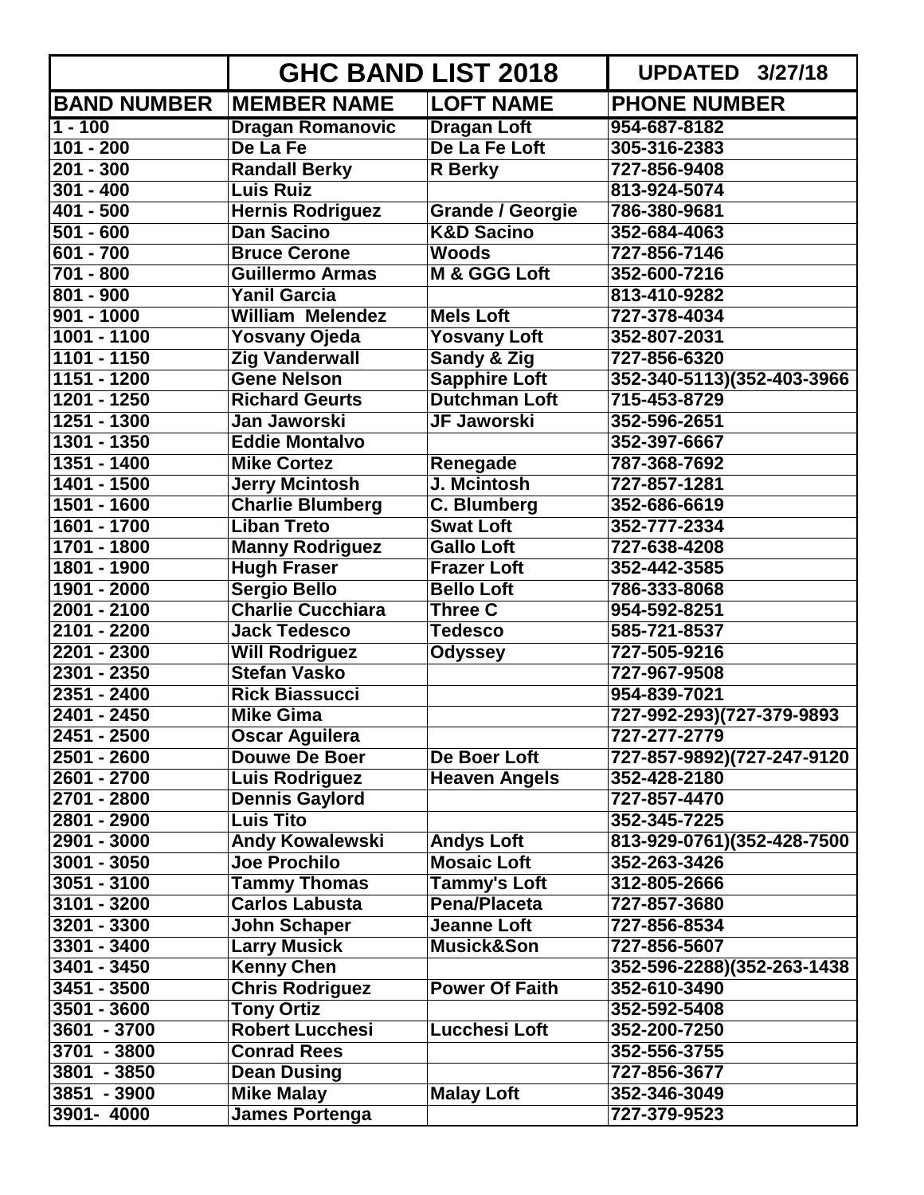| | GHC BAND LIST 2018 | | UPDATED 3/27/18 |
|---|---|---|---|
| **BAND NUMBER** | **MEMBER NAME** | **LOFT NAME** | **PHONE NUMBER** |
| 1 - 100 | Dragan Romanovic | Dragan Loft | 954-687-8182 |
| 101 - 200 | De La Fe | De La Fe Loft | 305-316-2383 |
| 201 - 300 | Randall Berky | R Berky | 727-856-9408 |
| 301 - 400 | Luis Ruiz | | 813-924-5074 |
| 401 - 500 | Hernis Rodriguez | Grande / Georgie | 786-380-9681 |
| 501 - 600 | Dan Sacino | K&D Sacino | 352-684-4063 |
| 601 - 700 | Bruce Cerone | Woods | 727-856-7146 |
| 701 - 800 | Guillermo Armas | M & GGG Loft | 352-600-7216 |
| 801 - 900 | Yanil Garcia | | 813-410-9282 |
| 901 - 1000 | William Melendez | Mels Loft | 727-378-4034 |
| 1001 - 1100 | Yosvany Ojeda | Yosvany Loft | 352-807-2031 |
| 1101 - 1150 | Zig Vanderwall | Sandy & Zig | 727-856-6320 |
| 1151 - 1200 | Gene Nelson | Sapphire Loft | 352-340-5113)(352-403-3966 |
| 1201 - 1250 | Richard Geurts | Dutchman Loft | 715-453-8729 |
| 1251 - 1300 | Jan Jaworski | JF Jaworski | 352-596-2651 |
| 1301 - 1350 | Eddie Montalvo | | 352-397-6667 |
| 1351 - 1400 | Mike Cortez | Renegade | 787-368-7692 |
| 1401 - 1500 | Jerry Mcintosh | J. Mcintosh | 727-857-1281 |
| 1501 - 1600 | Charlie Blumberg | C. Blumberg | 352-686-6619 |
| 1601 - 1700 | Liban Treto | Swat Loft | 352-777-2334 |
| 1701 - 1800 | Manny Rodriguez | Gallo Loft | 727-638-4208 |
| 1801 - 1900 | Hugh Fraser | Frazer Loft | 352-442-3585 |
| 1901 - 2000 | Sergio Bello | Bello Loft | 786-333-8068 |
| 2001 - 2100 | Charlie Cucchiara | Three C | 954-592-8251 |
| 2101 - 2200 | Jack Tedesco | Tedesco | 585-721-8537 |
| 2201 - 2300 | Will Rodriguez | Odyssey | 727-505-9216 |
| 2301 - 2350 | Stefan Vasko | | 727-967-9508 |
| 2351 - 2400 | Rick Biassucci | | 954-839-7021 |
| 2401 - 2450 | Mike Gima | | 727-992-293)(727-379-9893 |
| 2451 - 2500 | Oscar Aguilera | | 727-277-2779 |
| 2501 - 2600 | Douwe De Boer | De Boer Loft | 727-857-9892)(727-247-9120 |
| 2601 - 2700 | Luis Rodriguez | Heaven Angels | 352-428-2180 |
| 2701 - 2800 | Dennis Gaylord | | 727-857-4470 |
| 2801 - 2900 | Luis Tito | | 352-345-7225 |
| 2901 - 3000 | Andy Kowalewski | Andys Loft | 813-929-0761)(352-428-7500 |
| 3001 - 3050 | Joe Prochilo | Mosaic Loft | 352-263-3426 |
| 3051 - 3100 | Tammy Thomas | Tammy's Loft | 312-805-2666 |
| 3101 - 3200 | Carlos Labusta | Pena/Placeta | 727-857-3680 |
| 3201 - 3300 | John Schaper | Jeanne Loft | 727-856-8534 |
| 3301 - 3400 | Larry Musick | Musick&Son | 727-856-5607 |
| 3401 - 3450 | Kenny Chen | | 352-596-2288)(352-263-1438 |
| 3451 - 3500 | Chris Rodriguez | Power Of Faith | 352-610-3490 |
| 3501 - 3600 | Tony Ortiz | | 352-592-5408 |
| 3601 - 3700 | Robert Lucchesi | Lucchesi Loft | 352-200-7250 |
| 3701 - 3800 | Conrad Rees | | 352-556-3755 |
| 3801 - 3850 | Dean Dusing | | 727-856-3677 |
| 3851 - 3900 | Mike Malay | Malay Loft | 352-346-3049 |
| 3901- 4000 | James Portenga | | 727-379-9523 |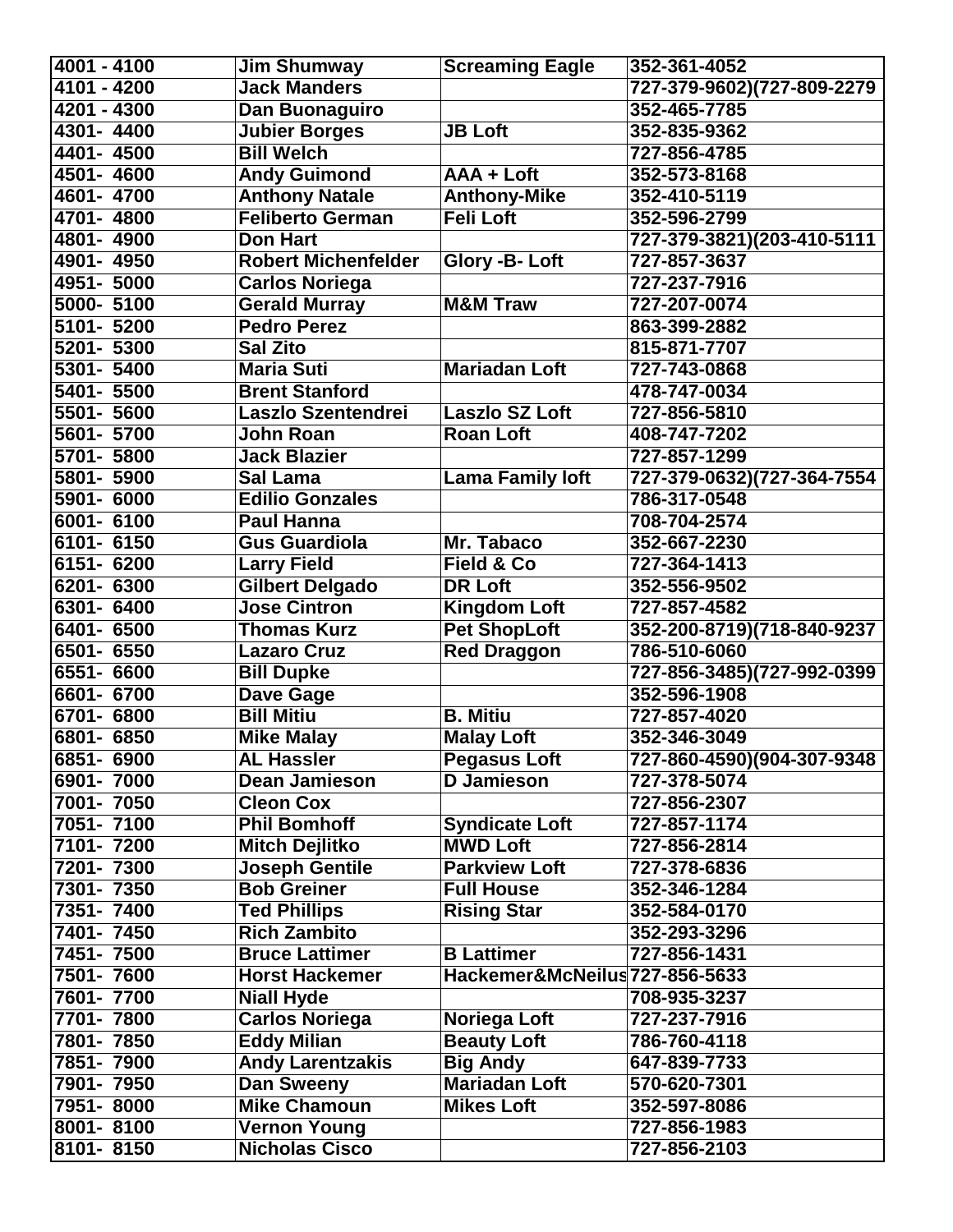| 4001 - 4100 | Jim Shumway | Screaming Eagle | 352-361-4052 |
|---|---|---|---|
| 4101 - 4200 | Jack Manders | | 727-379-9602)(727-809-2279 |
| 4201 - 4300 | Dan Buonaguiro | | 352-465-7785 |
| 4301- 4400 | Jubier Borges | JB Loft | 352-835-9362 |
| 4401- 4500 | Bill Welch | | 727-856-4785 |
| 4501- 4600 | Andy Guimond | AAA + Loft | 352-573-8168 |
| 4601- 4700 | Anthony Natale | Anthony-Mike | 352-410-5119 |
| 4701- 4800 | Feliberto German | Feli Loft | 352-596-2799 |
| 4801- 4900 | Don Hart | | 727-379-3821)(203-410-5111 |
| 4901- 4950 | Robert Michenfelder | Glory -B- Loft | 727-857-3637 |
| 4951- 5000 | Carlos Noriega | | 727-237-7916 |
| 5000- 5100 | Gerald Murray | M&M Traw | 727-207-0074 |
| 5101- 5200 | Pedro Perez | | 863-399-2882 |
| 5201- 5300 | Sal Zito | | 815-871-7707 |
| 5301- 5400 | Maria Suti | Mariadan Loft | 727-743-0868 |
| 5401- 5500 | Brent Stanford | | 478-747-0034 |
| 5501- 5600 | Laszlo Szentendrei | Laszlo SZ Loft | 727-856-5810 |
| 5601- 5700 | John Roan | Roan Loft | 408-747-7202 |
| 5701- 5800 | Jack Blazier | | 727-857-1299 |
| 5801- 5900 | Sal Lama | Lama Family loft | 727-379-0632)(727-364-7554 |
| 5901- 6000 | Edilio Gonzales | | 786-317-0548 |
| 6001- 6100 | Paul Hanna | | 708-704-2574 |
| 6101- 6150 | Gus Guardiola | Mr. Tabaco | 352-667-2230 |
| 6151- 6200 | Larry Field | Field & Co | 727-364-1413 |
| 6201- 6300 | Gilbert Delgado | DR Loft | 352-556-9502 |
| 6301- 6400 | Jose Cintron | Kingdom Loft | 727-857-4582 |
| 6401- 6500 | Thomas Kurz | Pet ShopLoft | 352-200-8719)(718-840-9237 |
| 6501- 6550 | Lazaro Cruz | Red Draggon | 786-510-6060 |
| 6551- 6600 | Bill Dupke | | 727-856-3485)(727-992-0399 |
| 6601- 6700 | Dave Gage | | 352-596-1908 |
| 6701- 6800 | Bill Mitiu | B. Mitiu | 727-857-4020 |
| 6801- 6850 | Mike Malay | Malay Loft | 352-346-3049 |
| 6851- 6900 | AL Hassler | Pegasus Loft | 727-860-4590)(904-307-9348 |
| 6901- 7000 | Dean Jamieson | D Jamieson | 727-378-5074 |
| 7001- 7050 | Cleon Cox | | 727-856-2307 |
| 7051- 7100 | Phil Bomhoff | Syndicate Loft | 727-857-1174 |
| 7101- 7200 | Mitch Dejlitko | MWD Loft | 727-856-2814 |
| 7201- 7300 | Joseph Gentile | Parkview Loft | 727-378-6836 |
| 7301- 7350 | Bob Greiner | Full House | 352-346-1284 |
| 7351- 7400 | Ted Phillips | Rising Star | 352-584-0170 |
| 7401- 7450 | Rich Zambito | | 352-293-3296 |
| 7451- 7500 | Bruce Lattimer | B Lattimer | 727-856-1431 |
| 7501- 7600 | Horst Hackemer | Hackemer&McNeilus | 727-856-5633 |
| 7601- 7700 | Niall Hyde | | 708-935-3237 |
| 7701- 7800 | Carlos Noriega | Noriega Loft | 727-237-7916 |
| 7801- 7850 | Eddy Milian | Beauty Loft | 786-760-4118 |
| 7851- 7900 | Andy Larentzakis | Big Andy | 647-839-7733 |
| 7901- 7950 | Dan Sweeny | Mariadan Loft | 570-620-7301 |
| 7951- 8000 | Mike Chamoun | Mikes Loft | 352-597-8086 |
| 8001- 8100 | Vernon Young | | 727-856-1983 |
| 8101- 8150 | Nicholas Cisco | | 727-856-2103 |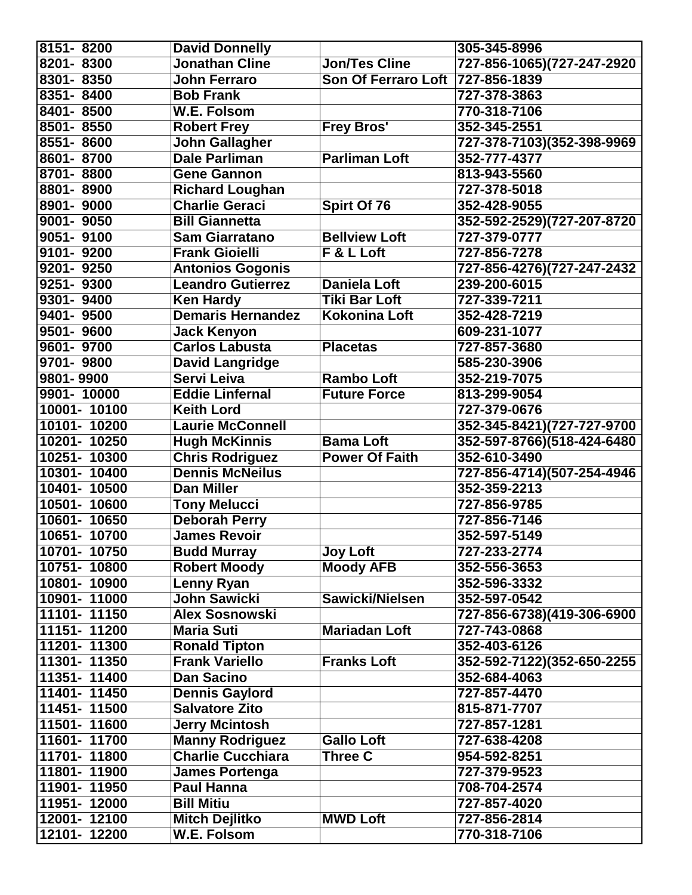| | | | |
|---|---|---|---|
| 8151- 8200 | David Donnelly | | 305-345-8996 |
| 8201- 8300 | Jonathan Cline | Jon/Tes Cline | 727-856-1065)(727-247-2920 |
| 8301- 8350 | John Ferraro | Son Of Ferraro Loft | 727-856-1839 |
| 8351- 8400 | Bob Frank | | 727-378-3863 |
| 8401- 8500 | W.E. Folsom | | 770-318-7106 |
| 8501- 8550 | Robert Frey | Frey Bros' | 352-345-2551 |
| 8551- 8600 | John Gallagher | | 727-378-7103)(352-398-9969 |
| 8601- 8700 | Dale Parliman | Parliman Loft | 352-777-4377 |
| 8701- 8800 | Gene Gannon | | 813-943-5560 |
| 8801- 8900 | Richard Loughan | | 727-378-5018 |
| 8901- 9000 | Charlie Geraci | Spirt Of 76 | 352-428-9055 |
| 9001- 9050 | Bill Giannetta | | 352-592-2529)(727-207-8720 |
| 9051- 9100 | Sam Giarratano | Bellview Loft | 727-379-0777 |
| 9101- 9200 | Frank Gioielli | F & L Loft | 727-856-7278 |
| 9201- 9250 | Antonios Gogonis | | 727-856-4276)(727-247-2432 |
| 9251- 9300 | Leandro Gutierrez | Daniela Loft | 239-200-6015 |
| 9301- 9400 | Ken Hardy | Tiki Bar Loft | 727-339-7211 |
| 9401- 9500 | Demaris Hernandez | Kokonina Loft | 352-428-7219 |
| 9501- 9600 | Jack Kenyon | | 609-231-1077 |
| 9601- 9700 | Carlos Labusta | Placetas | 727-857-3680 |
| 9701- 9800 | David Langridge | | 585-230-3906 |
| 9801- 9900 | Servi Leiva | Rambo Loft | 352-219-7075 |
| 9901- 10000 | Eddie Linfernal | Future Force | 813-299-9054 |
| 10001- 10100 | Keith Lord | | 727-379-0676 |
| 10101- 10200 | Laurie McConnell | | 352-345-8421)(727-727-9700 |
| 10201- 10250 | Hugh McKinnis | Bama Loft | 352-597-8766)(518-424-6480 |
| 10251- 10300 | Chris Rodriguez | Power Of Faith | 352-610-3490 |
| 10301- 10400 | Dennis McNeilus | | 727-856-4714)(507-254-4946 |
| 10401- 10500 | Dan Miller | | 352-359-2213 |
| 10501- 10600 | Tony Melucci | | 727-856-9785 |
| 10601- 10650 | Deborah Perry | | 727-856-7146 |
| 10651- 10700 | James Revoir | | 352-597-5149 |
| 10701- 10750 | Budd Murray | Joy Loft | 727-233-2774 |
| 10751- 10800 | Robert Moody | Moody AFB | 352-556-3653 |
| 10801- 10900 | Lenny Ryan | | 352-596-3332 |
| 10901- 11000 | John Sawicki | Sawicki/Nielsen | 352-597-0542 |
| 11101- 11150 | Alex Sosnowski | | 727-856-6738)(419-306-6900 |
| 11151- 11200 | Maria Suti | Mariadan Loft | 727-743-0868 |
| 11201- 11300 | Ronald Tipton | | 352-403-6126 |
| 11301- 11350 | Frank Variello | Franks Loft | 352-592-7122)(352-650-2255 |
| 11351- 11400 | Dan Sacino | | 352-684-4063 |
| 11401- 11450 | Dennis Gaylord | | 727-857-4470 |
| 11451- 11500 | Salvatore Zito | | 815-871-7707 |
| 11501- 11600 | Jerry Mcintosh | | 727-857-1281 |
| 11601- 11700 | Manny Rodriguez | Gallo Loft | 727-638-4208 |
| 11701- 11800 | Charlie Cucchiara | Three C | 954-592-8251 |
| 11801- 11900 | James Portenga | | 727-379-9523 |
| 11901- 11950 | Paul Hanna | | 708-704-2574 |
| 11951- 12000 | Bill Mitiu | | 727-857-4020 |
| 12001- 12100 | Mitch Dejlitko | MWD Loft | 727-856-2814 |
| 12101- 12200 | W.E. Folsom | | 770-318-7106 |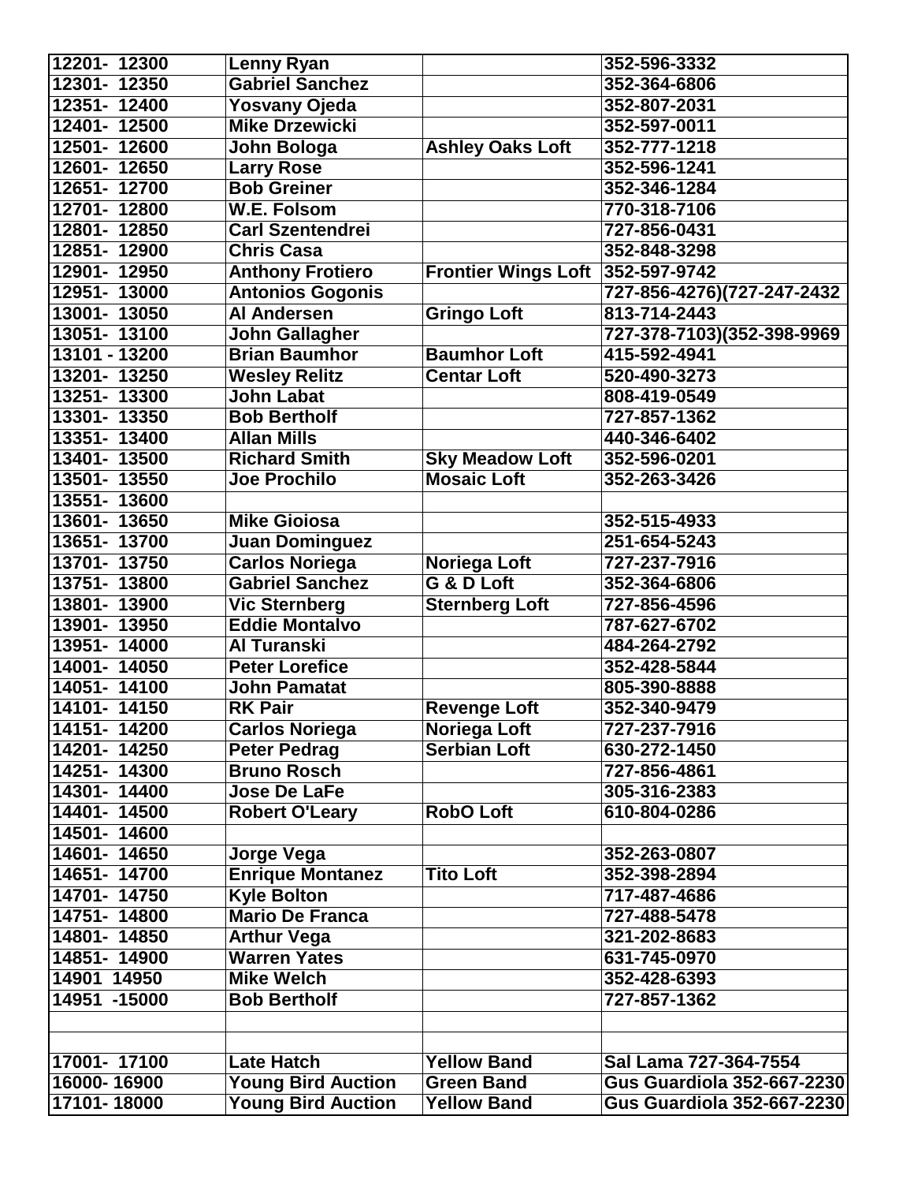| | | | |
|---|---|---|---|
| 12201- 12300 | Lenny Ryan | | 352-596-3332 |
| 12301- 12350 | Gabriel Sanchez | | 352-364-6806 |
| 12351- 12400 | Yosvany Ojeda | | 352-807-2031 |
| 12401- 12500 | Mike Drzewicki | | 352-597-0011 |
| 12501- 12600 | John Bologa | Ashley Oaks Loft | 352-777-1218 |
| 12601- 12650 | Larry Rose | | 352-596-1241 |
| 12651- 12700 | Bob Greiner | | 352-346-1284 |
| 12701- 12800 | W.E. Folsom | | 770-318-7106 |
| 12801- 12850 | Carl Szentendrei | | 727-856-0431 |
| 12851- 12900 | Chris Casa | | 352-848-3298 |
| 12901- 12950 | Anthony Frotiero | Frontier Wings Loft | 352-597-9742 |
| 12951- 13000 | Antonios Gogonis | | 727-856-4276)(727-247-2432 |
| 13001- 13050 | Al Andersen | Gringo Loft | 813-714-2443 |
| 13051- 13100 | John Gallagher | | 727-378-7103)(352-398-9969 |
| 13101 - 13200 | Brian Baumhor | Baumhor Loft | 415-592-4941 |
| 13201- 13250 | Wesley Relitz | Centar Loft | 520-490-3273 |
| 13251- 13300 | John Labat | | 808-419-0549 |
| 13301- 13350 | Bob Bertholf | | 727-857-1362 |
| 13351- 13400 | Allan Mills | | 440-346-6402 |
| 13401- 13500 | Richard Smith | Sky Meadow Loft | 352-596-0201 |
| 13501- 13550 | Joe Prochilo | Mosaic Loft | 352-263-3426 |
| 13551- 13600 | | | |
| 13601- 13650 | Mike Gioiosa | | 352-515-4933 |
| 13651- 13700 | Juan Dominguez | | 251-654-5243 |
| 13701- 13750 | Carlos Noriega | Noriega Loft | 727-237-7916 |
| 13751- 13800 | Gabriel Sanchez | G & D Loft | 352-364-6806 |
| 13801- 13900 | Vic Sternberg | Sternberg Loft | 727-856-4596 |
| 13901- 13950 | Eddie Montalvo | | 787-627-6702 |
| 13951- 14000 | Al Turanski | | 484-264-2792 |
| 14001- 14050 | Peter Lorefice | | 352-428-5844 |
| 14051- 14100 | John Pamatat | | 805-390-8888 |
| 14101- 14150 | RK Pair | Revenge Loft | 352-340-9479 |
| 14151- 14200 | Carlos Noriega | Noriega Loft | 727-237-7916 |
| 14201- 14250 | Peter Pedrag | Serbian Loft | 630-272-1450 |
| 14251- 14300 | Bruno Rosch | | 727-856-4861 |
| 14301- 14400 | Jose De LaFe | | 305-316-2383 |
| 14401- 14500 | Robert O'Leary | RobO Loft | 610-804-0286 |
| 14501- 14600 | | | |
| 14601- 14650 | Jorge Vega | | 352-263-0807 |
| 14651- 14700 | Enrique Montanez | Tito Loft | 352-398-2894 |
| 14701- 14750 | Kyle Bolton | | 717-487-4686 |
| 14751- 14800 | Mario De Franca | | 727-488-5478 |
| 14801- 14850 | Arthur Vega | | 321-202-8683 |
| 14851- 14900 | Warren Yates | | 631-745-0970 |
| 14901 14950 | Mike Welch | | 352-428-6393 |
| 14951 -15000 | Bob Bertholf | | 727-857-1362 |
| | | | |
| | | | |
| 17001- 17100 | Late Hatch | Yellow Band | Sal Lama 727-364-7554 |
| 16000- 16900 | Young Bird Auction | Green Band | Gus Guardiola 352-667-2230 |
| 17101- 18000 | Young Bird Auction | Yellow Band | Gus Guardiola 352-667-2230 |